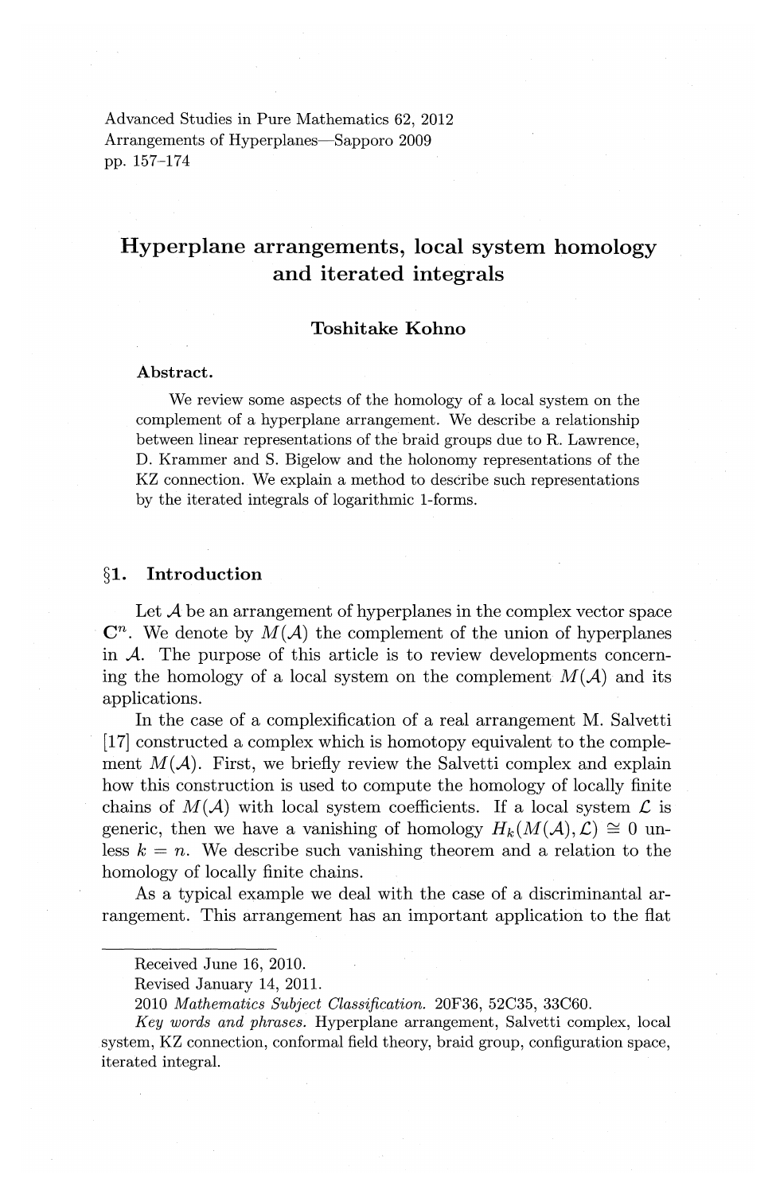Advanced Studies in Pure Mathematics 62, 2012
Arrangements of Hyperplanes—Sapporo 2009
pp. 157–174

# Hyperplane arrangements, local system homology and iterated integrals

**Toshitake Kohno**

**Abstract.**

We review some aspects of the homology of a local system on the complement of a hyperplane arrangement. We describe a relationship between linear representations of the braid groups due to R. Lawrence, D. Krammer and S. Bigelow and the holonomy representations of the KZ connection. We explain a method to describe such representations by the iterated integrals of logarithmic 1-forms.

## §1. Introduction

Let $\mathcal{A}$ be an arrangement of hyperplanes in the complex vector space $\mathbf{C}^n$. We denote by $M(\mathcal{A})$ the complement of the union of hyperplanes in $\mathcal{A}$. The purpose of this article is to review developments concerning the homology of a local system on the complement $M(\mathcal{A})$ and its applications.

In the case of a complexification of a real arrangement M. Salvetti [17] constructed a complex which is homotopy equivalent to the complement $M(\mathcal{A})$. First, we briefly review the Salvetti complex and explain how this construction is used to compute the homology of locally finite chains of $M(\mathcal{A})$ with local system coefficients. If a local system $\mathcal{L}$ is generic, then we have a vanishing of homology $H_k(M(\mathcal{A}), \mathcal{L}) \cong 0$ unless $k = n$. We describe such vanishing theorem and a relation to the homology of locally finite chains.

As a typical example we deal with the case of a discriminantal arrangement. This arrangement has an important application to the flat

---

Received June 16, 2010.

Revised January 14, 2011.

2010 *Mathematics Subject Classification.* 20F36, 52C35, 33C60.

*Key words and phrases.* Hyperplane arrangement, Salvetti complex, local system, KZ connection, conformal field theory, braid group, configuration space, iterated integral.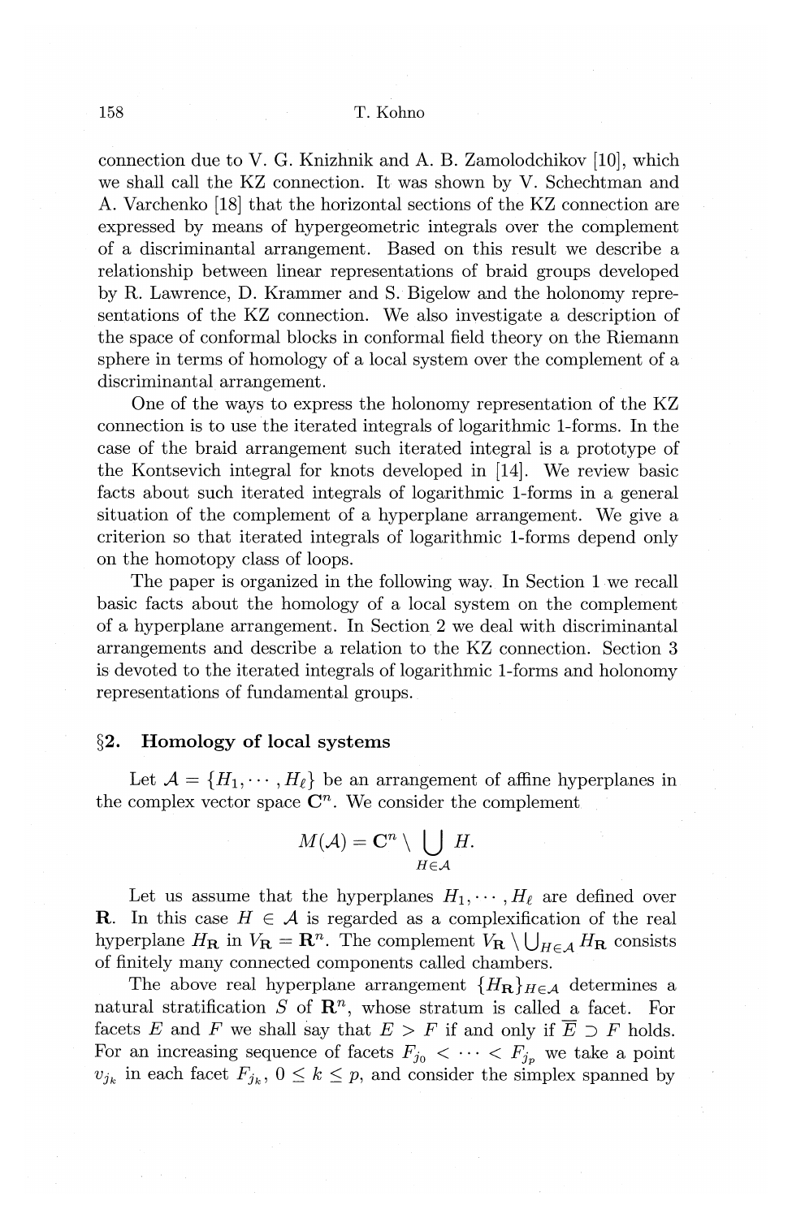connection due to V. G. Knizhnik and A. B. Zamolodchikov [10], which we shall call the KZ connection. It was shown by V. Schechtman and A. Varchenko [18] that the horizontal sections of the KZ connection are expressed by means of hypergeometric integrals over the complement of a discriminantal arrangement. Based on this result we describe a relationship between linear representations of braid groups developed by R. Lawrence, D. Krammer and S. Bigelow and the holonomy representations of the KZ connection. We also investigate a description of the space of conformal blocks in conformal field theory on the Riemann sphere in terms of homology of a local system over the complement of a discriminantal arrangement.

One of the ways to express the holonomy representation of the KZ connection is to use the iterated integrals of logarithmic 1-forms. In the case of the braid arrangement such iterated integral is a prototype of the Kontsevich integral for knots developed in [14]. We review basic facts about such iterated integrals of logarithmic 1-forms in a general situation of the complement of a hyperplane arrangement. We give a criterion so that iterated integrals of logarithmic 1-forms depend only on the homotopy class of loops.

The paper is organized in the following way. In Section 1 we recall basic facts about the homology of a local system on the complement of a hyperplane arrangement. In Section 2 we deal with discriminantal arrangements and describe a relation to the KZ connection. Section 3 is devoted to the iterated integrals of logarithmic 1-forms and holonomy representations of fundamental groups.

## §2. Homology of local systems

Let $\mathcal{A} = \{H_1, \cdots, H_\ell\}$ be an arrangement of affine hyperplanes in the complex vector space $\mathbf{C}^n$. We consider the complement

$$M(\mathcal{A}) = \mathbf{C}^n \setminus \bigcup_{H \in \mathcal{A}} H.$$

Let us assume that the hyperplanes $H_1, \cdots, H_\ell$ are defined over $\mathbf{R}$. In this case $H \in \mathcal{A}$ is regarded as a complexification of the real hyperplane $H_{\mathbf{R}}$ in $V_{\mathbf{R}} = \mathbf{R}^n$. The complement $V_{\mathbf{R}} \setminus \bigcup_{H \in \mathcal{A}} H_{\mathbf{R}}$ consists of finitely many connected components called chambers.

The above real hyperplane arrangement $\{H_{\mathbf{R}}\}_{H \in \mathcal{A}}$ determines a natural stratification $S$ of $\mathbf{R}^n$, whose stratum is called a facet. For facets $E$ and $F$ we shall say that $E > F$ if and only if $\overline{E} \supset F$ holds. For an increasing sequence of facets $F_{j_0} < \cdots < F_{j_p}$ we take a point $v_{j_k}$ in each facet $F_{j_k}$, $0 \leq k \leq p$, and consider the simplex spanned by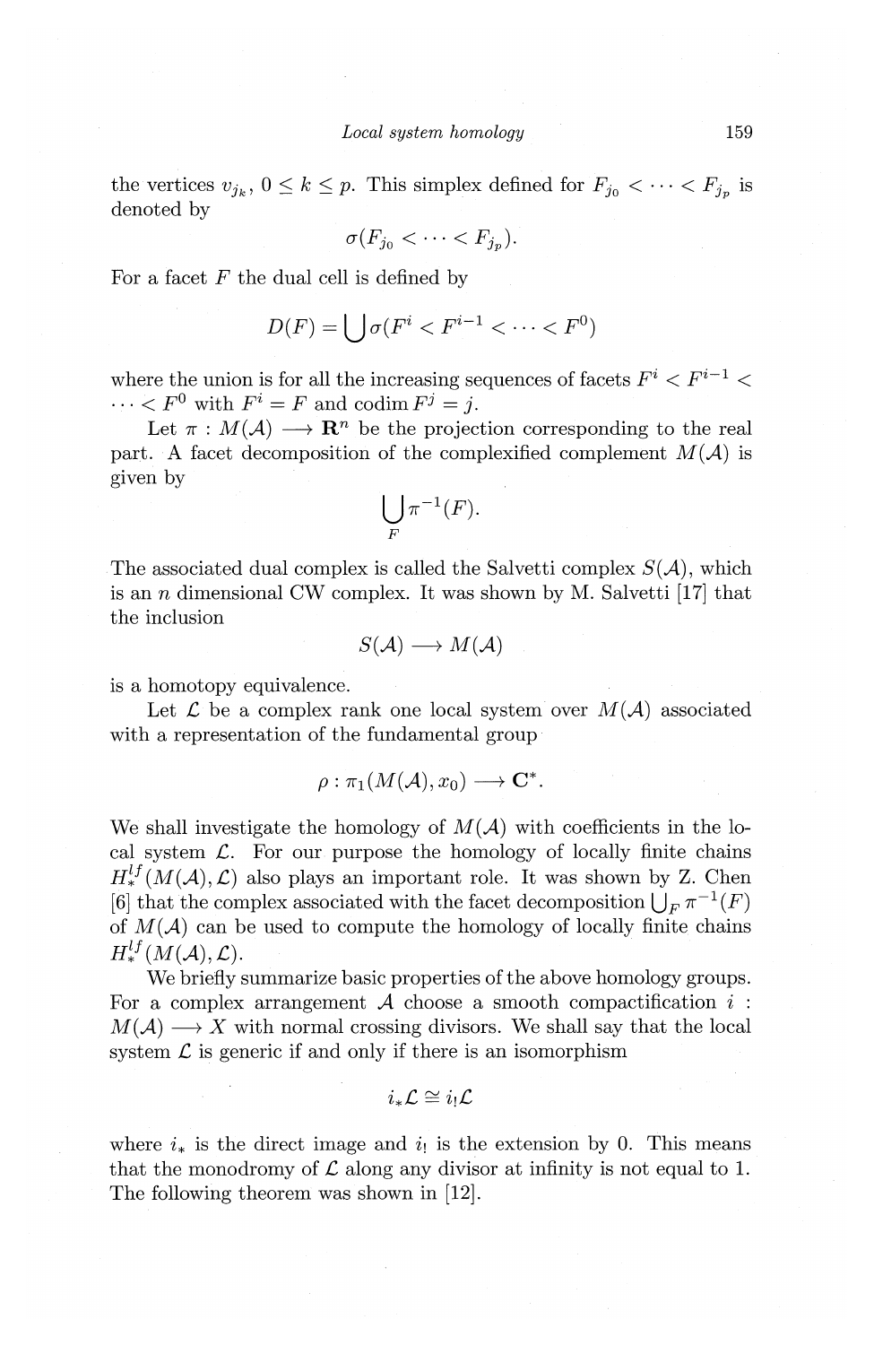the vertices $v_{j_k}$, $0 \leq k \leq p$. This simplex defined for $F_{j_0} < \cdots < F_{j_p}$ is denoted by

$$\sigma(F_{j_0} < \cdots < F_{j_p}).$$

For a facet $F$ the dual cell is defined by

$$D(F) = \bigcup \sigma(F^i < F^{i-1} < \cdots < F^0)$$

where the union is for all the increasing sequences of facets $F^i < F^{i-1} < \cdots < F^0$ with $F^i = F$ and $\operatorname{codim} F^j = j$.

Let $\pi : M(\mathcal{A}) \longrightarrow \mathbf{R}^n$ be the projection corresponding to the real part. A facet decomposition of the complexified complement $M(\mathcal{A})$ is given by

$$\bigcup_F \pi^{-1}(F).$$

The associated dual complex is called the Salvetti complex $S(\mathcal{A})$, which is an $n$ dimensional CW complex. It was shown by M. Salvetti [17] that the inclusion

$$S(\mathcal{A}) \longrightarrow M(\mathcal{A})$$

is a homotopy equivalence.

Let $\mathcal{L}$ be a complex rank one local system over $M(\mathcal{A})$ associated with a representation of the fundamental group

$$\rho : \pi_1(M(\mathcal{A}), x_0) \longrightarrow \mathbf{C}^*.$$

We shall investigate the homology of $M(\mathcal{A})$ with coefficients in the local system $\mathcal{L}$. For our purpose the homology of locally finite chains $H_*^{lf}(M(\mathcal{A}), \mathcal{L})$ also plays an important role. It was shown by Z. Chen [6] that the complex associated with the facet decomposition $\bigcup_F \pi^{-1}(F)$ of $M(\mathcal{A})$ can be used to compute the homology of locally finite chains $H_*^{lf}(M(\mathcal{A}), \mathcal{L})$.

We briefly summarize basic properties of the above homology groups. For a complex arrangement $\mathcal{A}$ choose a smooth compactification $i : M(\mathcal{A}) \longrightarrow X$ with normal crossing divisors. We shall say that the local system $\mathcal{L}$ is generic if and only if there is an isomorphism

$$i_* \mathcal{L} \cong i_! \mathcal{L}$$

where $i_*$ is the direct image and $i_!$ is the extension by 0. This means that the monodromy of $\mathcal{L}$ along any divisor at infinity is not equal to 1. The following theorem was shown in [12].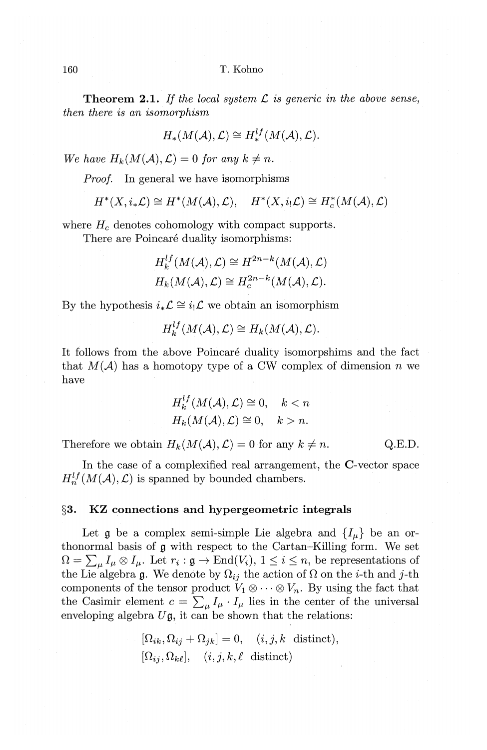**Theorem 2.1.** *If the local system $\mathcal{L}$ is generic in the above sense, then there is an isomorphism*

$$H_*(M(\mathcal{A}), \mathcal{L}) \cong H_*^{lf}(M(\mathcal{A}), \mathcal{L}).$$

*We have $H_k(M(\mathcal{A}), \mathcal{L}) = 0$ for any $k \neq n$.*

*Proof.* In general we have isomorphisms

$$H^*(X, i_*\mathcal{L}) \cong H^*(M(\mathcal{A}), \mathcal{L}), \quad H^*(X, i_!\mathcal{L}) \cong H_c^*(M(\mathcal{A}), \mathcal{L})$$

where $H_c$ denotes cohomology with compact supports.

There are Poincaré duality isomorphisms:

$$H_k^{lf}(M(\mathcal{A}), \mathcal{L}) \cong H^{2n-k}(M(\mathcal{A}), \mathcal{L})$$
$$H_k(M(\mathcal{A}), \mathcal{L}) \cong H_c^{2n-k}(M(\mathcal{A}), \mathcal{L}).$$

By the hypothesis $i_*\mathcal{L} \cong i_!\mathcal{L}$ we obtain an isomorphism

$$H_k^{lf}(M(\mathcal{A}), \mathcal{L}) \cong H_k(M(\mathcal{A}), \mathcal{L}).$$

It follows from the above Poincaré duality isomorpshims and the fact that $M(\mathcal{A})$ has a homotopy type of a CW complex of dimension $n$ we have

$$H_k^{lf}(M(\mathcal{A}), \mathcal{L}) \cong 0, \quad k < n$$
$$H_k(M(\mathcal{A}), \mathcal{L}) \cong 0, \quad k > n.$$

Therefore we obtain $H_k(M(\mathcal{A}), \mathcal{L}) = 0$ for any $k \neq n$. Q.E.D.

In the case of a complexified real arrangement, the **C**-vector space $H_n^{lf}(M(\mathcal{A}), \mathcal{L})$ is spanned by bounded chambers.

## §3. KZ connections and hypergeometric integrals

Let $\mathfrak{g}$ be a complex semi-simple Lie algebra and $\{I_\mu\}$ be an orthonormal basis of $\mathfrak{g}$ with respect to the Cartan–Killing form. We set $\Omega = \sum_\mu I_\mu \otimes I_\mu$. Let $r_i : \mathfrak{g} \to \mathrm{End}(V_i)$, $1 \leq i \leq n$, be representations of the Lie algebra $\mathfrak{g}$. We denote by $\Omega_{ij}$ the action of $\Omega$ on the $i$-th and $j$-th components of the tensor product $V_1 \otimes \cdots \otimes V_n$. By using the fact that the Casimir element $c = \sum_\mu I_\mu \cdot I_\mu$ lies in the center of the universal enveloping algebra $U\mathfrak{g}$, it can be shown that the relations:

$$[\Omega_{ik}, \Omega_{ij} + \Omega_{jk}] = 0, \quad (i, j, k \text{ distinct}),$$
$$[\Omega_{ij}, \Omega_{k\ell}], \quad (i, j, k, \ell \text{ distinct})$$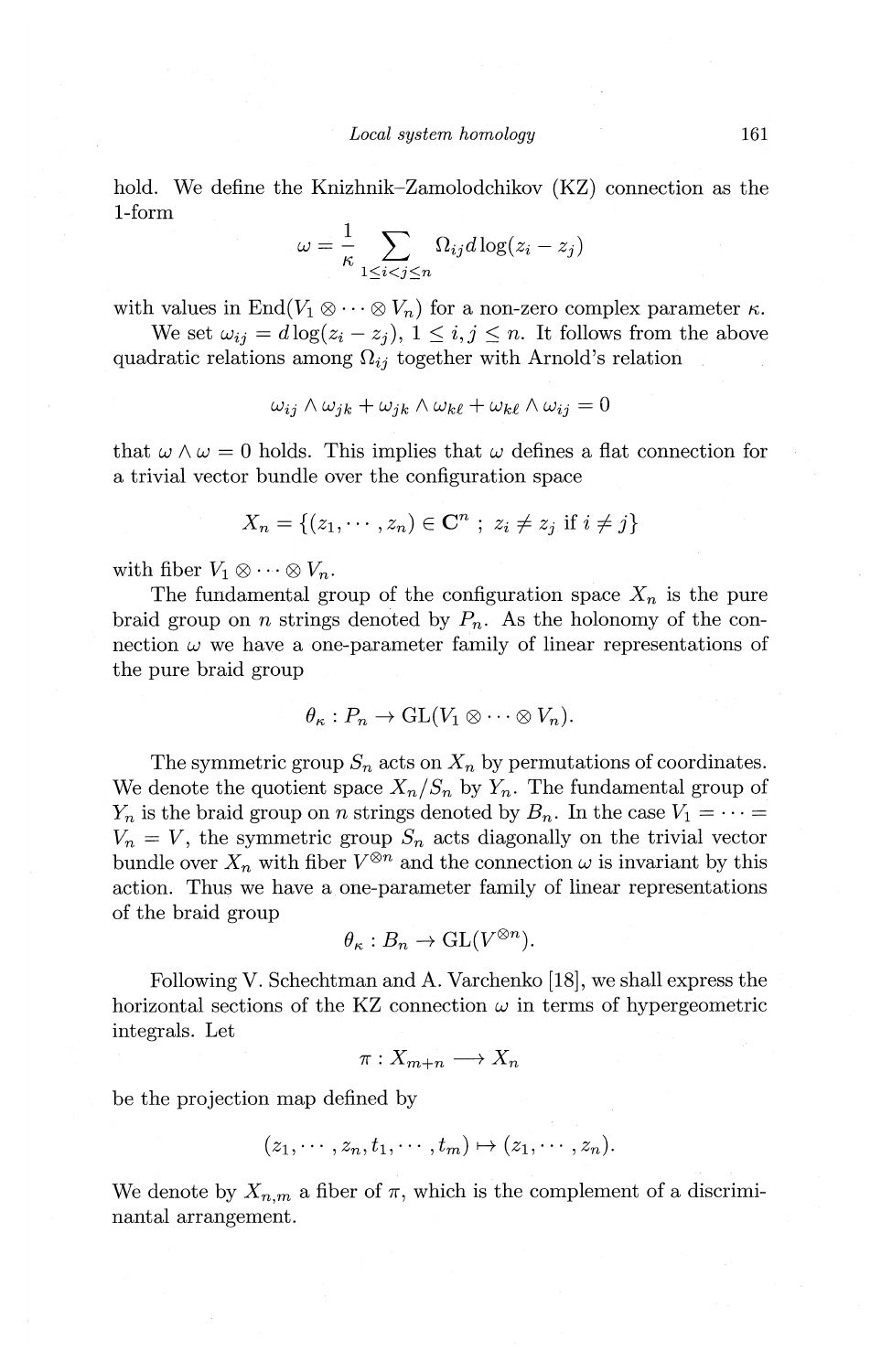hold. We define the Knizhnik–Zamolodchikov (KZ) connection as the 1-form

$$\omega = \frac{1}{\kappa} \sum_{1 \leq i < j \leq n} \Omega_{ij} d \log(z_i - z_j)$$

with values in $\mathrm{End}(V_1 \otimes \cdots \otimes V_n)$ for a non-zero complex parameter $\kappa$.

We set $\omega_{ij} = d \log(z_i - z_j)$, $1 \leq i, j \leq n$. It follows from the above quadratic relations among $\Omega_{ij}$ together with Arnold's relation

$$\omega_{ij} \wedge \omega_{jk} + \omega_{jk} \wedge \omega_{k\ell} + \omega_{k\ell} \wedge \omega_{ij} = 0$$

that $\omega \wedge \omega = 0$ holds. This implies that $\omega$ defines a flat connection for a trivial vector bundle over the configuration space

$$X_n = \{(z_1, \cdots, z_n) \in \mathbf{C}^n \ ; \ z_i \neq z_j \text{ if } i \neq j\}$$

with fiber $V_1 \otimes \cdots \otimes V_n$.

The fundamental group of the configuration space $X_n$ is the pure braid group on $n$ strings denoted by $P_n$. As the holonomy of the connection $\omega$ we have a one-parameter family of linear representations of the pure braid group

$$\theta_\kappa : P_n \to \mathrm{GL}(V_1 \otimes \cdots \otimes V_n).$$

The symmetric group $S_n$ acts on $X_n$ by permutations of coordinates. We denote the quotient space $X_n / S_n$ by $Y_n$. The fundamental group of $Y_n$ is the braid group on $n$ strings denoted by $B_n$. In the case $V_1 = \cdots = V_n = V$, the symmetric group $S_n$ acts diagonally on the trivial vector bundle over $X_n$ with fiber $V^{\otimes n}$ and the connection $\omega$ is invariant by this action. Thus we have a one-parameter family of linear representations of the braid group

$$\theta_\kappa : B_n \to \mathrm{GL}(V^{\otimes n}).$$

Following V. Schechtman and A. Varchenko [18], we shall express the horizontal sections of the KZ connection $\omega$ in terms of hypergeometric integrals. Let

$$\pi : X_{m+n} \longrightarrow X_n$$

be the projection map defined by

$$(z_1, \cdots, z_n, t_1, \cdots, t_m) \mapsto (z_1, \cdots, z_n).$$

We denote by $X_{n,m}$ a fiber of $\pi$, which is the complement of a discriminantal arrangement.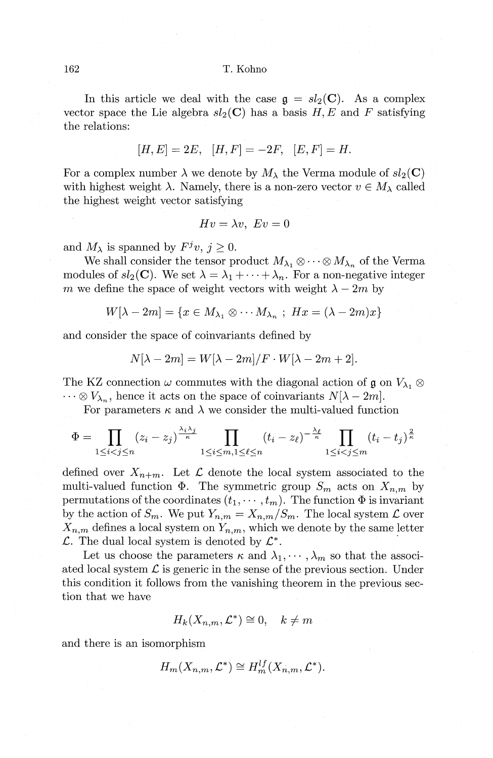In this article we deal with the case $\mathfrak{g} = sl_2(\mathbf{C})$. As a complex vector space the Lie algebra $sl_2(\mathbf{C})$ has a basis $H, E$ and $F$ satisfying the relations:

$$[H, E] = 2E, \quad [H, F] = -2F, \quad [E, F] = H.$$

For a complex number $\lambda$ we denote by $M_\lambda$ the Verma module of $sl_2(\mathbf{C})$ with highest weight $\lambda$. Namely, there is a non-zero vector $v \in M_\lambda$ called the highest weight vector satisfying

$$Hv = \lambda v, \ Ev = 0$$

and $M_\lambda$ is spanned by $F^j v$, $j \geq 0$.

We shall consider the tensor product $M_{\lambda_1} \otimes \cdots \otimes M_{\lambda_n}$ of the Verma modules of $sl_2(\mathbf{C})$. We set $\lambda = \lambda_1 + \cdots + \lambda_n$. For a non-negative integer $m$ we define the space of weight vectors with weight $\lambda - 2m$ by

$$W[\lambda - 2m] = \{x \in M_{\lambda_1} \otimes \cdots M_{\lambda_n} \ ; \ Hx = (\lambda - 2m)x\}$$

and consider the space of coinvariants defined by

$$N[\lambda - 2m] = W[\lambda - 2m]/F \cdot W[\lambda - 2m + 2].$$

The KZ connection $\omega$ commutes with the diagonal action of $\mathfrak{g}$ on $V_{\lambda_1} \otimes \cdots \otimes V_{\lambda_n}$, hence it acts on the space of coinvariants $N[\lambda - 2m]$.

For parameters $\kappa$ and $\lambda$ we consider the multi-valued function

$$\Phi = \prod_{1 \leq i < j \leq n} (z_i - z_j)^{\frac{\lambda_i \lambda_j}{\kappa}} \prod_{1 \leq i \leq m, 1 \leq \ell \leq n} (t_i - z_\ell)^{-\frac{\lambda_\ell}{\kappa}} \prod_{1 \leq i < j \leq m} (t_i - t_j)^{\frac{2}{\kappa}}$$

defined over $X_{n+m}$. Let $\mathcal{L}$ denote the local system associated to the multi-valued function $\Phi$. The symmetric group $S_m$ acts on $X_{n,m}$ by permutations of the coordinates $(t_1, \cdots, t_m)$. The function $\Phi$ is invariant by the action of $S_m$. We put $Y_{n,m} = X_{n,m}/S_m$. The local system $\mathcal{L}$ over $X_{n,m}$ defines a local system on $Y_{n,m}$, which we denote by the same letter $\mathcal{L}$. The dual local system is denoted by $\mathcal{L}^*$.

Let us choose the parameters $\kappa$ and $\lambda_1, \cdots, \lambda_m$ so that the associated local system $\mathcal{L}$ is generic in the sense of the previous section. Under this condition it follows from the vanishing theorem in the previous section that we have

$$H_k(X_{n,m}, \mathcal{L}^*) \cong 0, \quad k \neq m$$

and there is an isomorphism

$$H_m(X_{n,m}, \mathcal{L}^*) \cong H_m^{lf}(X_{n,m}, \mathcal{L}^*).$$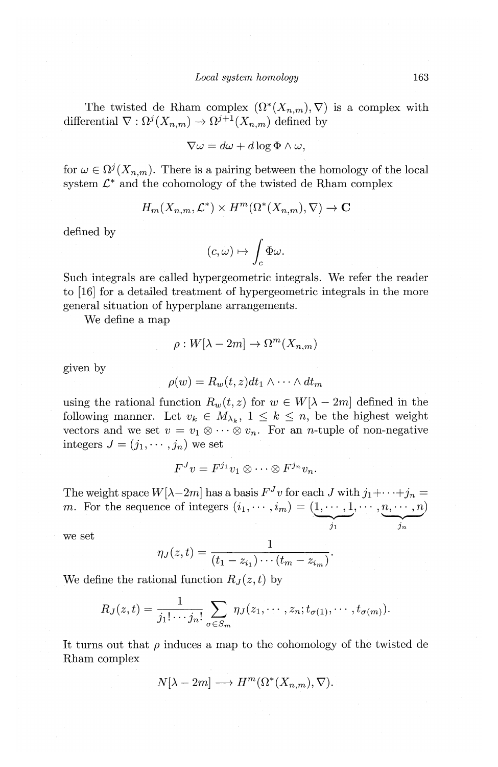The twisted de Rham complex $(\Omega^*(X_{n,m}), \nabla)$ is a complex with differential $\nabla : \Omega^j(X_{n,m}) \to \Omega^{j+1}(X_{n,m})$ defined by

$$\nabla \omega = d\omega + d \log \Phi \wedge \omega,$$

for $\omega \in \Omega^j(X_{n,m})$. There is a pairing between the homology of the local system $\mathcal{L}^*$ and the cohomology of the twisted de Rham complex

$$H_m(X_{n,m}, \mathcal{L}^*) \times H^m(\Omega^*(X_{n,m}), \nabla) \to \mathbf{C}$$

defined by

$$(c, \omega) \mapsto \int_c \Phi \omega.$$

Such integrals are called hypergeometric integrals. We refer the reader to [16] for a detailed treatment of hypergeometric integrals in the more general situation of hyperplane arrangements.

We define a map

$$\rho : W[\lambda - 2m] \to \Omega^m(X_{n,m})$$

given by

$$\rho(w) = R_w(t, z) dt_1 \wedge \cdots \wedge dt_m$$

using the rational function $R_w(t, z)$ for $w \in W[\lambda - 2m]$ defined in the following manner. Let $v_k \in M_{\lambda_k}$, $1 \leq k \leq n$, be the highest weight vectors and we set $v = v_1 \otimes \cdots \otimes v_n$. For an $n$-tuple of non-negative integers $J = (j_1, \cdots, j_n)$ we set

$$F^J v = F^{j_1} v_1 \otimes \cdots \otimes F^{j_n} v_n.$$

The weight space $W[\lambda - 2m]$ has a basis $F^J v$ for each $J$ with $j_1 + \cdots + j_n = m$. For the sequence of integers $(i_1, \cdots, i_m) = (\underbrace{1, \cdots, 1}_{j_1}, \cdots, \underbrace{n, \cdots, n}_{j_n})$ we set

$$\eta_J(z, t) = \frac{1}{(t_1 - z_{i_1}) \cdots (t_m - z_{i_m})}.$$

We define the rational function $R_J(z, t)$ by

$$R_J(z, t) = \frac{1}{j_1! \cdots j_n!} \sum_{\sigma \in S_m} \eta_J(z_1, \cdots, z_n; t_{\sigma(1)}, \cdots, t_{\sigma(m)}).$$

It turns out that $\rho$ induces a map to the cohomology of the twisted de Rham complex

$$N[\lambda - 2m] \longrightarrow H^m(\Omega^*(X_{n,m}), \nabla).$$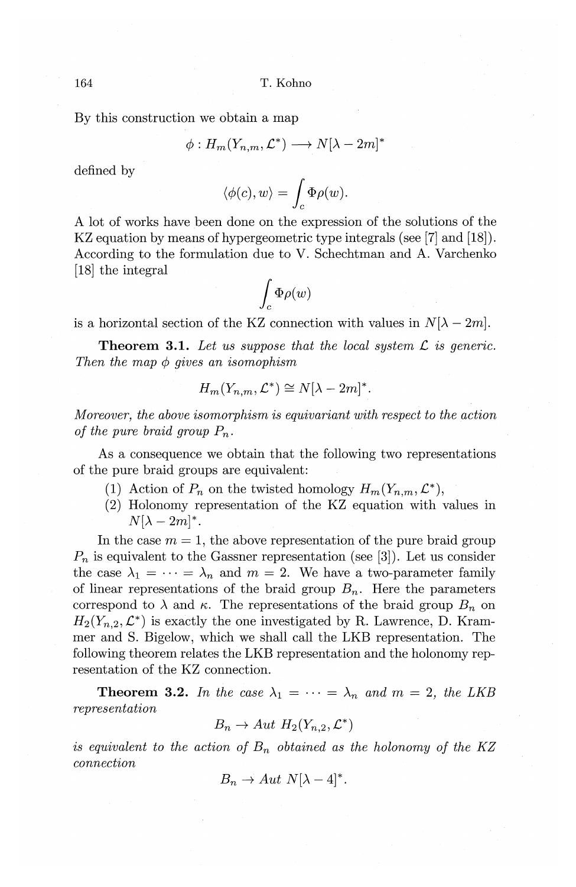By this construction we obtain a map

$$\phi : H_m(Y_{n,m}, \mathcal{L}^*) \longrightarrow N[\lambda - 2m]^*$$

defined by

$$\langle \phi(c), w \rangle = \int_c \Phi \rho(w).$$

A lot of works have been done on the expression of the solutions of the KZ equation by means of hypergeometric type integrals (see [7] and [18]). According to the formulation due to V. Schechtman and A. Varchenko [18] the integral

$$\int_c \Phi \rho(w)$$

is a horizontal section of the KZ connection with values in $N[\lambda - 2m]$.

**Theorem 3.1.** *Let us suppose that the local system $\mathcal{L}$ is generic. Then the map $\phi$ gives an isomophism*

$$H_m(Y_{n,m}, \mathcal{L}^*) \cong N[\lambda - 2m]^*.$$

*Moreover, the above isomorphism is equivariant with respect to the action of the pure braid group $P_n$.*

As a consequence we obtain that the following two representations of the pure braid groups are equivalent:

(1) Action of $P_n$ on the twisted homology $H_m(Y_{n,m}, \mathcal{L}^*)$,
(2) Holonomy representation of the KZ equation with values in $N[\lambda - 2m]^*$.

In the case $m = 1$, the above representation of the pure braid group $P_n$ is equivalent to the Gassner representation (see [3]). Let us consider the case $\lambda_1 = \cdots = \lambda_n$ and $m = 2$. We have a two-parameter family of linear representations of the braid group $B_n$. Here the parameters correspond to $\lambda$ and $\kappa$. The representations of the braid group $B_n$ on $H_2(Y_{n,2}, \mathcal{L}^*)$ is exactly the one investigated by R. Lawrence, D. Krammer and S. Bigelow, which we shall call the LKB representation. The following theorem relates the LKB representation and the holonomy representation of the KZ connection.

**Theorem 3.2.** *In the case $\lambda_1 = \cdots = \lambda_n$ and $m = 2$, the LKB representation*

$$B_n \to Aut\ H_2(Y_{n,2}, \mathcal{L}^*)$$

*is equivalent to the action of $B_n$ obtained as the holonomy of the KZ connection*

$$B_n \to Aut\ N[\lambda - 4]^*.$$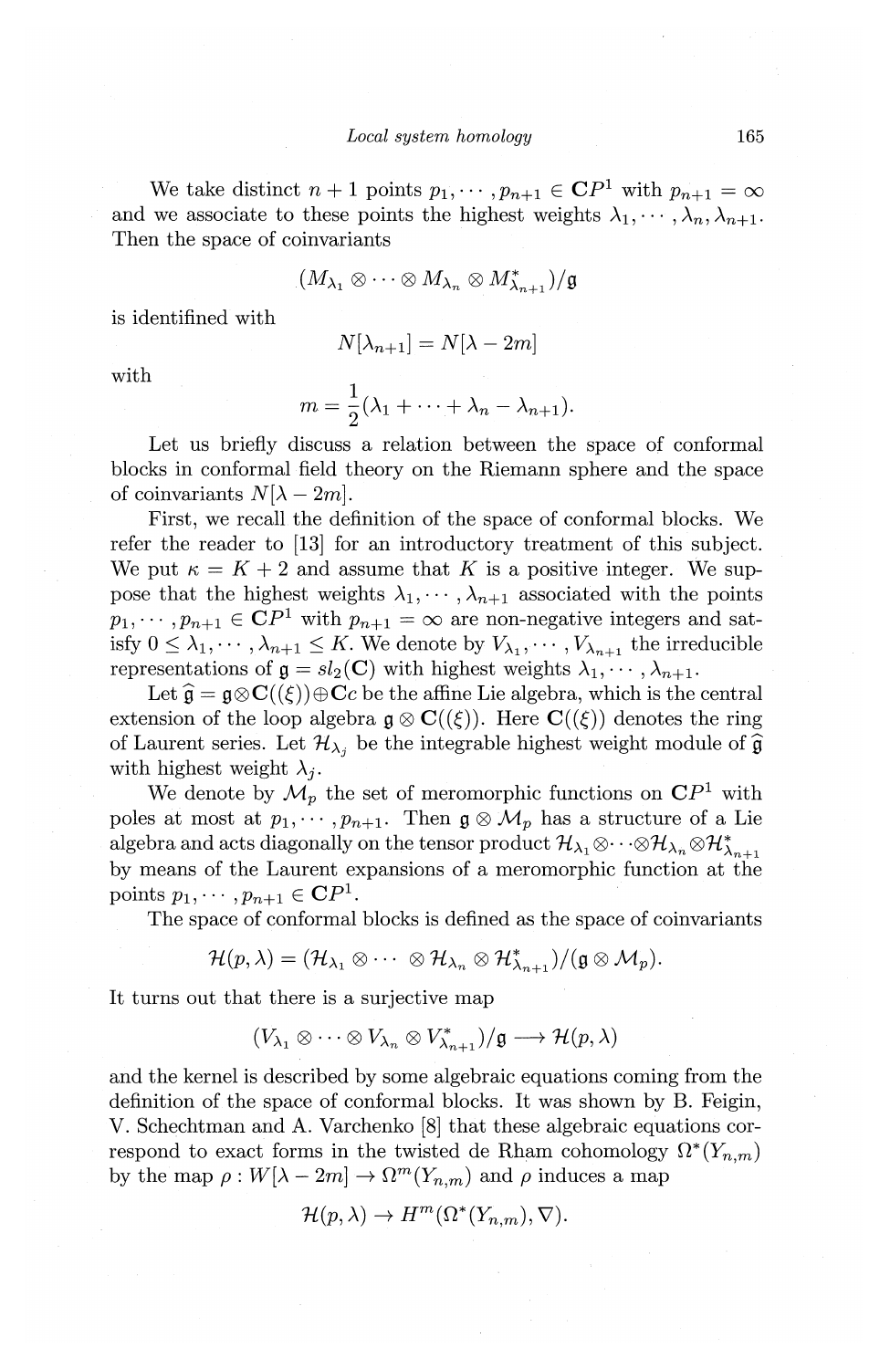We take distinct $n+1$ points $p_1, \cdots, p_{n+1} \in \mathbf{C}P^1$ with $p_{n+1} = \infty$ and we associate to these points the highest weights $\lambda_1, \cdots, \lambda_n, \lambda_{n+1}$. Then the space of coinvariants

$$(M_{\lambda_1} \otimes \cdots \otimes M_{\lambda_n} \otimes M^*_{\lambda_{n+1}})/\mathfrak{g}$$

is identifined with

$$N[\lambda_{n+1}] = N[\lambda - 2m]$$

with

$$m = \frac{1}{2}(\lambda_1 + \cdots + \lambda_n - \lambda_{n+1}).$$

Let us briefly discuss a relation between the space of conformal blocks in conformal field theory on the Riemann sphere and the space of coinvariants $N[\lambda - 2m]$.

First, we recall the definition of the space of conformal blocks. We refer the reader to [13] for an introductory treatment of this subject. We put $\kappa = K + 2$ and assume that $K$ is a positive integer. We suppose that the highest weights $\lambda_1, \cdots, \lambda_{n+1}$ associated with the points $p_1, \cdots, p_{n+1} \in \mathbf{C}P^1$ with $p_{n+1} = \infty$ are non-negative integers and satisfy $0 \leq \lambda_1, \cdots, \lambda_{n+1} \leq K$. We denote by $V_{\lambda_1}, \cdots, V_{\lambda_{n+1}}$ the irreducible representations of $\mathfrak{g} = sl_2(\mathbf{C})$ with highest weights $\lambda_1, \cdots, \lambda_{n+1}$.

Let $\widehat{\mathfrak{g}} = \mathfrak{g} \otimes \mathbf{C}((\xi)) \oplus \mathbf{C}c$ be the affine Lie algebra, which is the central extension of the loop algebra $\mathfrak{g} \otimes \mathbf{C}((\xi))$. Here $\mathbf{C}((\xi))$ denotes the ring of Laurent series. Let $\mathcal{H}_{\lambda_j}$ be the integrable highest weight module of $\widehat{\mathfrak{g}}$ with highest weight $\lambda_j$.

We denote by $\mathcal{M}_p$ the set of meromorphic functions on $\mathbf{C}P^1$ with poles at most at $p_1, \cdots, p_{n+1}$. Then $\mathfrak{g} \otimes \mathcal{M}_p$ has a structure of a Lie algebra and acts diagonally on the tensor product $\mathcal{H}_{\lambda_1} \otimes \cdots \otimes \mathcal{H}_{\lambda_n} \otimes \mathcal{H}^*_{\lambda_{n+1}}$ by means of the Laurent expansions of a meromorphic function at the points $p_1, \cdots, p_{n+1} \in \mathbf{C}P^1$.

The space of conformal blocks is defined as the space of coinvariants

$$\mathcal{H}(p, \lambda) = (\mathcal{H}_{\lambda_1} \otimes \cdots \otimes \mathcal{H}_{\lambda_n} \otimes \mathcal{H}^*_{\lambda_{n+1}})/(\mathfrak{g} \otimes \mathcal{M}_p).$$

It turns out that there is a surjective map

$$(V_{\lambda_1} \otimes \cdots \otimes V_{\lambda_n} \otimes V^*_{\lambda_{n+1}})/\mathfrak{g} \longrightarrow \mathcal{H}(p, \lambda)$$

and the kernel is described by some algebraic equations coming from the definition of the space of conformal blocks. It was shown by B. Feigin, V. Schechtman and A. Varchenko [8] that these algebraic equations correspond to exact forms in the twisted de Rham cohomology $\Omega^*(Y_{n,m})$ by the map $\rho : W[\lambda - 2m] \to \Omega^m(Y_{n,m})$ and $\rho$ induces a map

$$\mathcal{H}(p, \lambda) \to H^m(\Omega^*(Y_{n,m}), \nabla).$$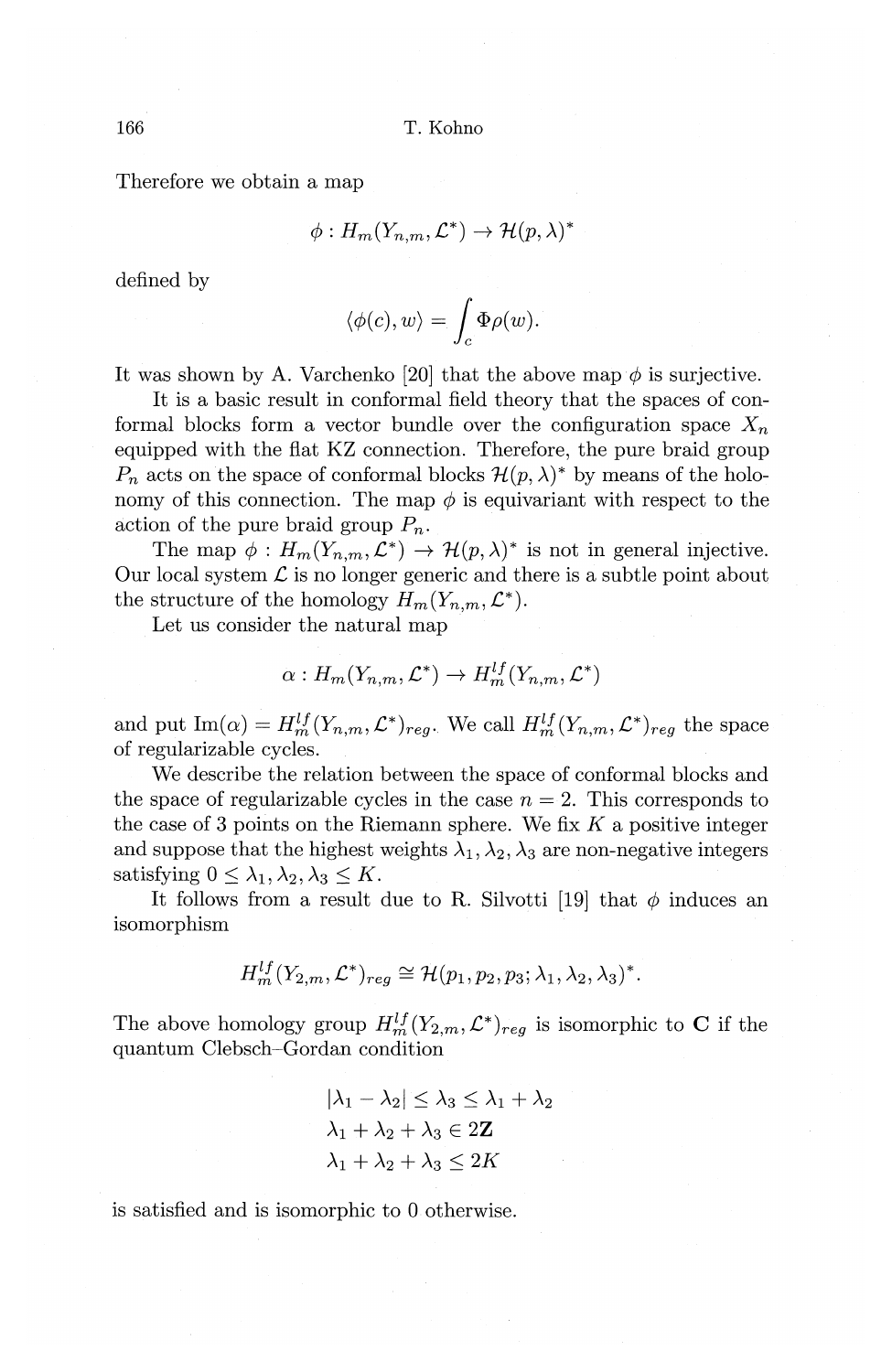Therefore we obtain a map

$$\phi : H_m(Y_{n,m}, \mathcal{L}^*) \to \mathcal{H}(p, \lambda)^*$$

defined by

$$\langle \phi(c), w \rangle = \int_c \Phi \rho(w).$$

It was shown by A. Varchenko [20] that the above map $\phi$ is surjective.

It is a basic result in conformal field theory that the spaces of conformal blocks form a vector bundle over the configuration space $X_n$ equipped with the flat KZ connection. Therefore, the pure braid group $P_n$ acts on the space of conformal blocks $\mathcal{H}(p, \lambda)^*$ by means of the holonomy of this connection. The map $\phi$ is equivariant with respect to the action of the pure braid group $P_n$.

The map $\phi : H_m(Y_{n,m}, \mathcal{L}^*) \to \mathcal{H}(p, \lambda)^*$ is not in general injective. Our local system $\mathcal{L}$ is no longer generic and there is a subtle point about the structure of the homology $H_m(Y_{n,m}, \mathcal{L}^*)$.

Let us consider the natural map

$$\alpha : H_m(Y_{n,m}, \mathcal{L}^*) \to H_m^{lf}(Y_{n,m}, \mathcal{L}^*)$$

and put $\mathrm{Im}(\alpha) = H_m^{lf}(Y_{n,m}, \mathcal{L}^*)_{reg}$. We call $H_m^{lf}(Y_{n,m}, \mathcal{L}^*)_{reg}$ the space of regularizable cycles.

We describe the relation between the space of conformal blocks and the space of regularizable cycles in the case $n = 2$. This corresponds to the case of 3 points on the Riemann sphere. We fix $K$ a positive integer and suppose that the highest weights $\lambda_1, \lambda_2, \lambda_3$ are non-negative integers satisfying $0 \leq \lambda_1, \lambda_2, \lambda_3 \leq K$.

It follows from a result due to R. Silvotti [19] that $\phi$ induces an isomorphism

$$H_m^{lf}(Y_{2,m}, \mathcal{L}^*)_{reg} \cong \mathcal{H}(p_1, p_2, p_3; \lambda_1, \lambda_2, \lambda_3)^*.$$

The above homology group $H_m^{lf}(Y_{2,m}, \mathcal{L}^*)_{reg}$ is isomorphic to $\mathbf{C}$ if the quantum Clebsch–Gordan condition

$$|\lambda_1 - \lambda_2| \leq \lambda_3 \leq \lambda_1 + \lambda_2$$
$$\lambda_1 + \lambda_2 + \lambda_3 \in 2\mathbf{Z}$$
$$\lambda_1 + \lambda_2 + \lambda_3 \leq 2K$$

is satisfied and is isomorphic to 0 otherwise.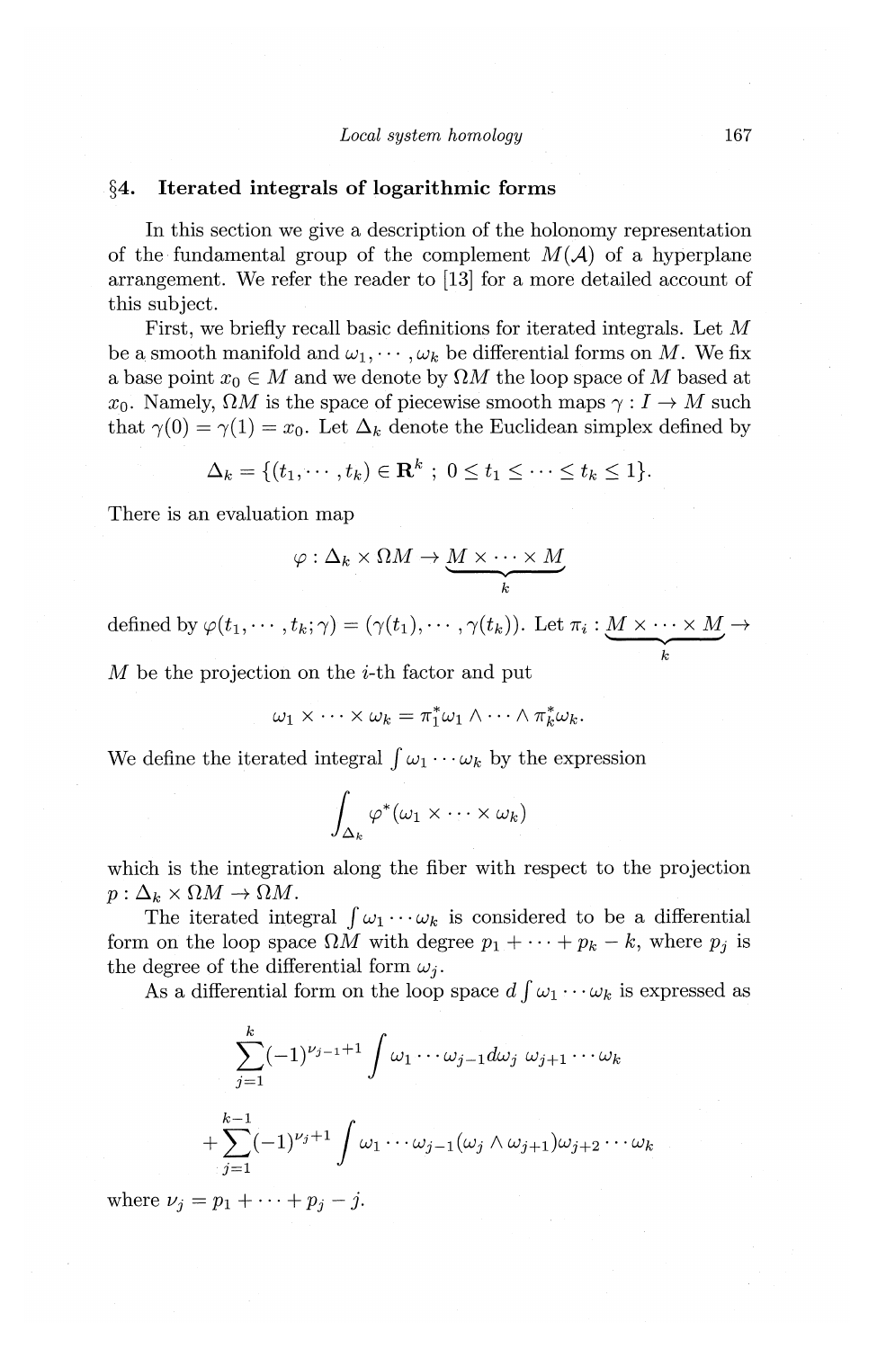## §4. Iterated integrals of logarithmic forms

In this section we give a description of the holonomy representation of the fundamental group of the complement $M(\mathcal{A})$ of a hyperplane arrangement. We refer the reader to [13] for a more detailed account of this subject.

First, we briefly recall basic definitions for iterated integrals. Let $M$ be a smooth manifold and $\omega_1, \cdots, \omega_k$ be differential forms on $M$. We fix a base point $x_0 \in M$ and we denote by $\Omega M$ the loop space of $M$ based at $x_0$. Namely, $\Omega M$ is the space of piecewise smooth maps $\gamma : I \to M$ such that $\gamma(0) = \gamma(1) = x_0$. Let $\Delta_k$ denote the Euclidean simplex defined by

$$\Delta_k = \{(t_1, \cdots, t_k) \in \mathbf{R}^k \ ; \ 0 \leq t_1 \leq \cdots \leq t_k \leq 1\}.$$

There is an evaluation map

$$\varphi : \Delta_k \times \Omega M \to \underbrace{M \times \cdots \times M}_{k}$$

defined by $\varphi(t_1, \cdots, t_k; \gamma) = (\gamma(t_1), \cdots, \gamma(t_k))$. Let $\pi_i : \underbrace{M \times \cdots \times M}_{k} \to M$ be the projection on the $i$-th factor and put

$$\omega_1 \times \cdots \times \omega_k = \pi_1^* \omega_1 \wedge \cdots \wedge \pi_k^* \omega_k.$$

We define the iterated integral $\int \omega_1 \cdots \omega_k$ by the expression

$$\int_{\Delta_k} \varphi^* (\omega_1 \times \cdots \times \omega_k)$$

which is the integration along the fiber with respect to the projection $p : \Delta_k \times \Omega M \to \Omega M$.

The iterated integral $\int \omega_1 \cdots \omega_k$ is considered to be a differential form on the loop space $\Omega M$ with degree $p_1 + \cdots + p_k - k$, where $p_j$ is the degree of the differential form $\omega_j$.

As a differential form on the loop space $d \int \omega_1 \cdots \omega_k$ is expressed as

$$\sum_{j=1}^{k} (-1)^{\nu_{j-1}+1} \int \omega_1 \cdots \omega_{j-1} d\omega_j \ \omega_{j+1} \cdots \omega_k$$

$$+ \sum_{j=1}^{k-1} (-1)^{\nu_j + 1} \int \omega_1 \cdots \omega_{j-1} (\omega_j \wedge \omega_{j+1}) \omega_{j+2} \cdots \omega_k$$

where $\nu_j = p_1 + \cdots + p_j - j$.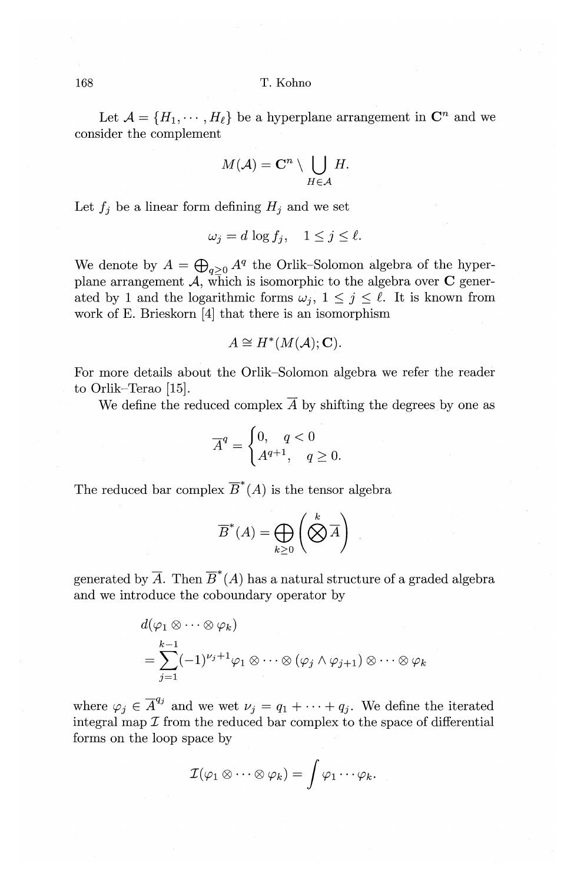Let $\mathcal{A} = \{H_1, \cdots, H_\ell\}$ be a hyperplane arrangement in $\mathbf{C}^n$ and we consider the complement

$$M(\mathcal{A}) = \mathbf{C}^n \setminus \bigcup_{H \in \mathcal{A}} H.$$

Let $f_j$ be a linear form defining $H_j$ and we set

$$\omega_j = d \log f_j, \quad 1 \leq j \leq \ell.$$

We denote by $A = \bigoplus_{q \geq 0} A^q$ the Orlik–Solomon algebra of the hyperplane arrangement $\mathcal{A}$, which is isomorphic to the algebra over $\mathbf{C}$ generated by 1 and the logarithmic forms $\omega_j$, $1 \leq j \leq \ell$. It is known from work of E. Brieskorn [4] that there is an isomorphism

$$A \cong H^*(M(\mathcal{A}); \mathbf{C}).$$

For more details about the Orlik–Solomon algebra we refer the reader to Orlik–Terao [15].

We define the reduced complex $\overline{A}$ by shifting the degrees by one as

$$\overline{A}^q = \begin{cases} 0, & q < 0 \\ A^{q+1}, & q \geq 0. \end{cases}$$

The reduced bar complex $\overline{B}^*(A)$ is the tensor algebra

$$\overline{B}^*(A) = \bigoplus_{k \geq 0} \left( \bigotimes^k \overline{A} \right)$$

generated by $\overline{A}$. Then $\overline{B}^*(A)$ has a natural structure of a graded algebra and we introduce the coboundary operator by

$$\begin{aligned} & d(\varphi_1 \otimes \cdots \otimes \varphi_k) \\ & = \sum_{j=1}^{k-1} (-1)^{\nu_j + 1} \varphi_1 \otimes \cdots \otimes (\varphi_j \wedge \varphi_{j+1}) \otimes \cdots \otimes \varphi_k \end{aligned}$$

where $\varphi_j \in \overline{A}^{q_j}$ and we wet $\nu_j = q_1 + \cdots + q_j$. We define the iterated integral map $\mathcal{I}$ from the reduced bar complex to the space of differential forms on the loop space by

$$\mathcal{I}(\varphi_1 \otimes \cdots \otimes \varphi_k) = \int \varphi_1 \cdots \varphi_k.$$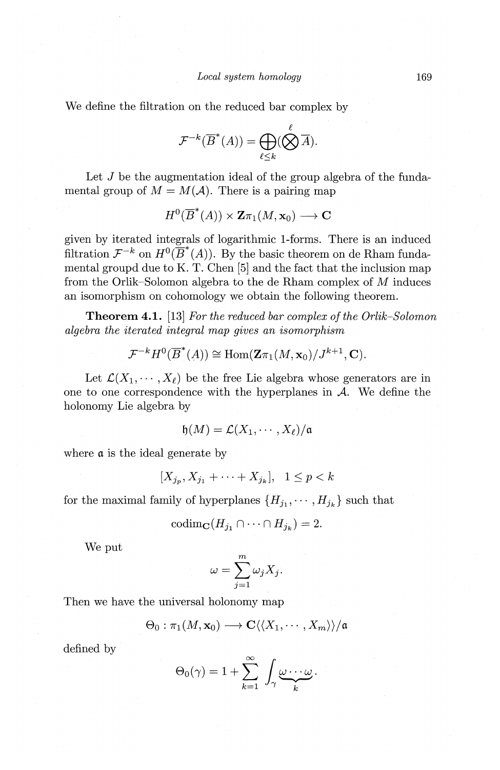We define the filtration on the reduced bar complex by

$$\mathcal{F}^{-k}(\overline{B}^*(A)) = \bigoplus_{\ell \leq k} (\bigotimes^{\ell} \overline{A}).$$

Let $J$ be the augmentation ideal of the group algebra of the fundamental group of $M = M(\mathcal{A})$. There is a pairing map

$$H^0(\overline{B}^*(A)) \times \mathbf{Z}\pi_1(M, \mathbf{x}_0) \longrightarrow \mathbf{C}$$

given by iterated integrals of logarithmic 1-forms. There is an induced filtration $\mathcal{F}^{-k}$ on $H^0(\overline{B}^*(A))$. By the basic theorem on de Rham fundamental groupd due to K. T. Chen [5] and the fact that the inclusion map from the Orlik–Solomon algebra to the de Rham complex of $M$ induces an isomorphism on cohomology we obtain the following theorem.

**Theorem 4.1.** [13] *For the reduced bar complex of the Orlik–Solomon algebra the iterated integral map gives an isomorphism*

$$\mathcal{F}^{-k} H^0(\overline{B}^*(A)) \cong \mathrm{Hom}(\mathbf{Z}\pi_1(M, \mathbf{x}_0)/J^{k+1}, \mathbf{C}).$$

Let $\mathcal{L}(X_1, \cdots, X_\ell)$ be the free Lie algebra whose generators are in one to one correspondence with the hyperplanes in $\mathcal{A}$. We define the holonomy Lie algebra by

$$\mathfrak{h}(M) = \mathcal{L}(X_1, \cdots, X_\ell)/\mathfrak{a}$$

where $\mathfrak{a}$ is the ideal generate by

$$[X_{j_p}, X_{j_1} + \cdots + X_{j_k}], \quad 1 \leq p < k$$

for the maximal family of hyperplanes $\{H_{j_1}, \cdots, H_{j_k}\}$ such that

$$\mathrm{codim}_{\mathbf{C}}(H_{j_1} \cap \cdots \cap H_{j_k}) = 2.$$

We put

$$\omega = \sum_{j=1}^{m} \omega_j X_j.$$

Then we have the universal holonomy map

$$\Theta_0 : \pi_1(M, \mathbf{x}_0) \longrightarrow \mathbf{C}\langle\langle X_1, \cdots, X_m \rangle\rangle/\mathfrak{a}$$

defined by

$$\Theta_0(\gamma) = 1 + \sum_{k=1}^{\infty} \int_\gamma \underbrace{\omega \cdots \omega}_{k}.$$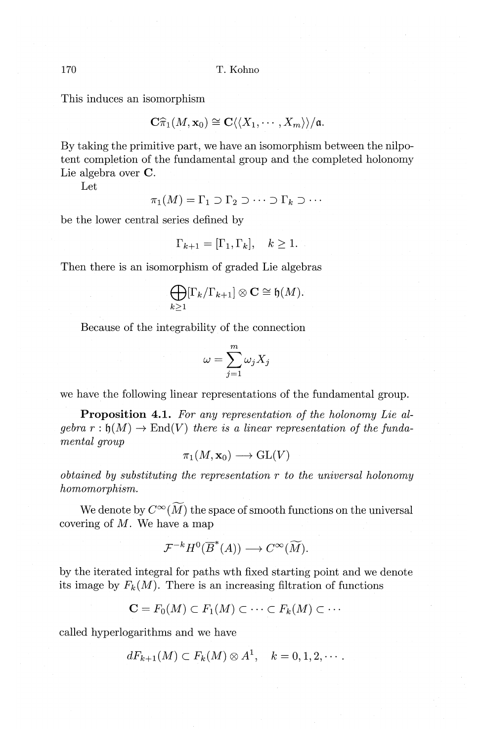This induces an isomorphism

$$\mathbf{C}\widehat{\pi}_1(M, \mathbf{x}_0) \cong \mathbf{C}\langle\langle X_1, \cdots, X_m \rangle\rangle / \mathfrak{a}.$$

By taking the primitive part, we have an isomorphism between the nilpotent completion of the fundamental group and the completed holonomy Lie algebra over $\mathbf{C}$.

Let

$$\pi_1(M) = \Gamma_1 \supset \Gamma_2 \supset \cdots \supset \Gamma_k \supset \cdots$$

be the lower central series defined by

$$\Gamma_{k+1} = [\Gamma_1, \Gamma_k], \quad k \geq 1.$$

Then there is an isomorphism of graded Lie algebras

$$\bigoplus_{k \geq 1} [\Gamma_k / \Gamma_{k+1}] \otimes \mathbf{C} \cong \mathfrak{h}(M).$$

Because of the integrability of the connection

$$\omega = \sum_{j=1}^{m} \omega_j X_j$$

we have the following linear representations of the fundamental group.

**Proposition 4.1.** *For any representation of the holonomy Lie algebra $r : \mathfrak{h}(M) \to \mathrm{End}(V)$ there is a linear representation of the fundamental group*

$$\pi_1(M, \mathbf{x}_0) \longrightarrow \mathrm{GL}(V)$$

*obtained by substituting the representation $r$ to the universal holonomy homomorphism.*

We denote by $C^\infty(\widetilde{M})$ the space of smooth functions on the universal covering of $M$. We have a map

$$\mathcal{F}^{-k} H^0(\overline{B}^*(A)) \longrightarrow C^\infty(\widetilde{M}).$$

by the iterated integral for paths wth fixed starting point and we denote its image by $F_k(M)$. There is an increasing filtration of functions

$$\mathbf{C} = F_0(M) \subset F_1(M) \subset \cdots \subset F_k(M) \subset \cdots$$

called hyperlogarithms and we have

$$dF_{k+1}(M) \subset F_k(M) \otimes A^1, \quad k = 0, 1, 2, \cdots.$$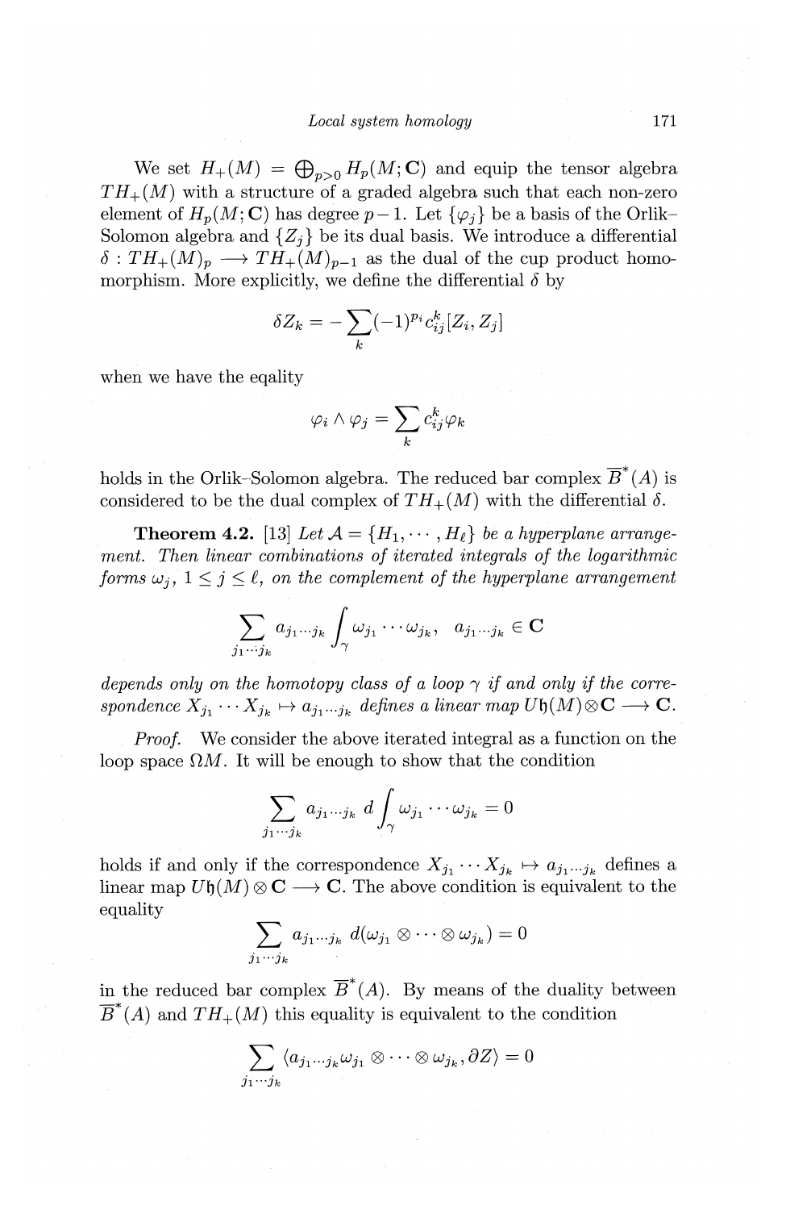We set $H_+(M) = \bigoplus_{p>0} H_p(M; \mathbf{C})$ and equip the tensor algebra $TH_+(M)$ with a structure of a graded algebra such that each non-zero element of $H_p(M;\mathbf{C})$ has degree $p-1$. Let $\{\varphi_j\}$ be a basis of the Orlik–Solomon algebra and $\{Z_j\}$ be its dual basis. We introduce a differential $\delta : TH_+(M)_p \longrightarrow TH_+(M)_{p-1}$ as the dual of the cup product homomorphism. More explicitly, we define the differential $\delta$ by

$$\delta Z_k = -\sum_k (-1)^{p_i} c_{ij}^k [Z_i, Z_j]$$

when we have the eqality

$$\varphi_i \wedge \varphi_j = \sum_k c_{ij}^k \varphi_k$$

holds in the Orlik–Solomon algebra. The reduced bar complex $\overline{B}^*(A)$ is considered to be the dual complex of $TH_+(M)$ with the differential $\delta$.

**Theorem 4.2.** [13] *Let $\mathcal{A} = \{H_1, \cdots, H_\ell\}$ be a hyperplane arrangement. Then linear combinations of iterated integrals of the logarithmic forms $\omega_j$, $1 \leq j \leq \ell$, on the complement of the hyperplane arrangement*

$$\sum_{j_1 \cdots j_k} a_{j_1 \cdots j_k} \int_\gamma \omega_{j_1} \cdots \omega_{j_k}, \quad a_{j_1 \cdots j_k} \in \mathbf{C}$$

*depends only on the homotopy class of a loop $\gamma$ if and only if the correspondence $X_{j_1} \cdots X_{j_k} \mapsto a_{j_1 \cdots j_k}$ defines a linear map $U\mathfrak{h}(M) \otimes \mathbf{C} \longrightarrow \mathbf{C}$.*

*Proof.* We consider the above iterated integral as a function on the loop space $\Omega M$. It will be enough to show that the condition

$$\sum_{j_1 \cdots j_k} a_{j_1 \cdots j_k} \, d \int_\gamma \omega_{j_1} \cdots \omega_{j_k} = 0$$

holds if and only if the correspondence $X_{j_1} \cdots X_{j_k} \mapsto a_{j_1 \cdots j_k}$ defines a linear map $U\mathfrak{h}(M) \otimes \mathbf{C} \longrightarrow \mathbf{C}$. The above condition is equivalent to the equality

$$\sum_{j_1 \cdots j_k} a_{j_1 \cdots j_k} \, d(\omega_{j_1} \otimes \cdots \otimes \omega_{j_k}) = 0$$

in the reduced bar complex $\overline{B}^*(A)$. By means of the duality between $\overline{B}^*(A)$ and $TH_+(M)$ this equality is equivalent to the condition

$$\sum_{j_1 \cdots j_k} \langle a_{j_1 \cdots j_k} \omega_{j_1} \otimes \cdots \otimes \omega_{j_k}, \partial Z \rangle = 0$$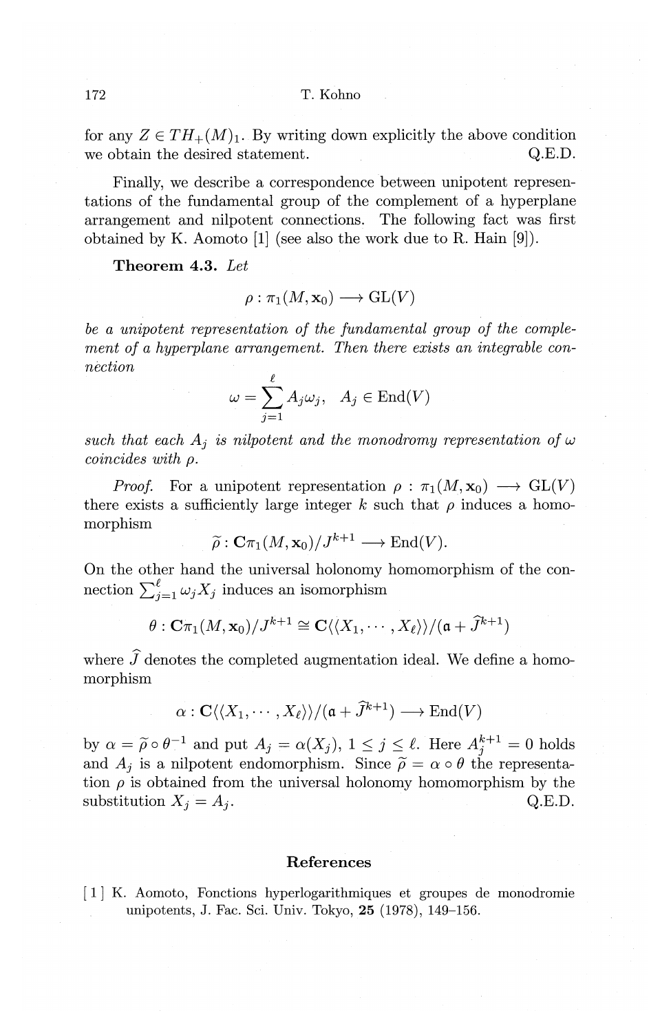for any $Z \in TH_+(M)_1$. By writing down explicitly the above condition we obtain the desired statement. Q.E.D.

Finally, we describe a correspondence between unipotent representations of the fundamental group of the complement of a hyperplane arrangement and nilpotent connections. The following fact was first obtained by K. Aomoto [1] (see also the work due to R. Hain [9]).

**Theorem 4.3.** *Let*

$$\rho : \pi_1(M, \mathbf{x}_0) \longrightarrow \mathrm{GL}(V)$$

*be a unipotent representation of the fundamental group of the complement of a hyperplane arrangement. Then there exists an integrable connection*

$$\omega = \sum_{j=1}^{\ell} A_j \omega_j, \quad A_j \in \mathrm{End}(V)$$

*such that each $A_j$ is nilpotent and the monodromy representation of $\omega$ coincides with $\rho$.*

*Proof.* For a unipotent representation $\rho : \pi_1(M, \mathbf{x}_0) \longrightarrow \mathrm{GL}(V)$ there exists a sufficiently large integer $k$ such that $\rho$ induces a homomorphism

$$\widetilde{\rho} : \mathbf{C}\pi_1(M, \mathbf{x}_0)/J^{k+1} \longrightarrow \mathrm{End}(V).$$

On the other hand the universal holonomy homomorphism of the connection $\sum_{j=1}^{\ell} \omega_j X_j$ induces an isomorphism

$$\theta : \mathbf{C}\pi_1(M, \mathbf{x}_0)/J^{k+1} \cong \mathbf{C}\langle\langle X_1, \cdots, X_\ell \rangle\rangle/(\mathfrak{a} + \widehat{J}^{k+1})$$

where $\widehat{J}$ denotes the completed augmentation ideal. We define a homomorphism

$$\alpha : \mathbf{C}\langle\langle X_1, \cdots, X_\ell \rangle\rangle/(\mathfrak{a} + \widehat{J}^{k+1}) \longrightarrow \mathrm{End}(V)$$

by $\alpha = \widetilde{\rho} \circ \theta^{-1}$ and put $A_j = \alpha(X_j)$, $1 \leq j \leq \ell$. Here $A_j^{k+1} = 0$ holds and $A_j$ is a nilpotent endomorphism. Since $\widetilde{\rho} = \alpha \circ \theta$ the representation $\rho$ is obtained from the universal holonomy homomorphism by the substitution $X_j = A_j$. Q.E.D.

## References

[1] K. Aomoto, Fonctions hyperlogarithmiques et groupes de monodromie unipotents, J. Fac. Sci. Univ. Tokyo, **25** (1978), 149–156.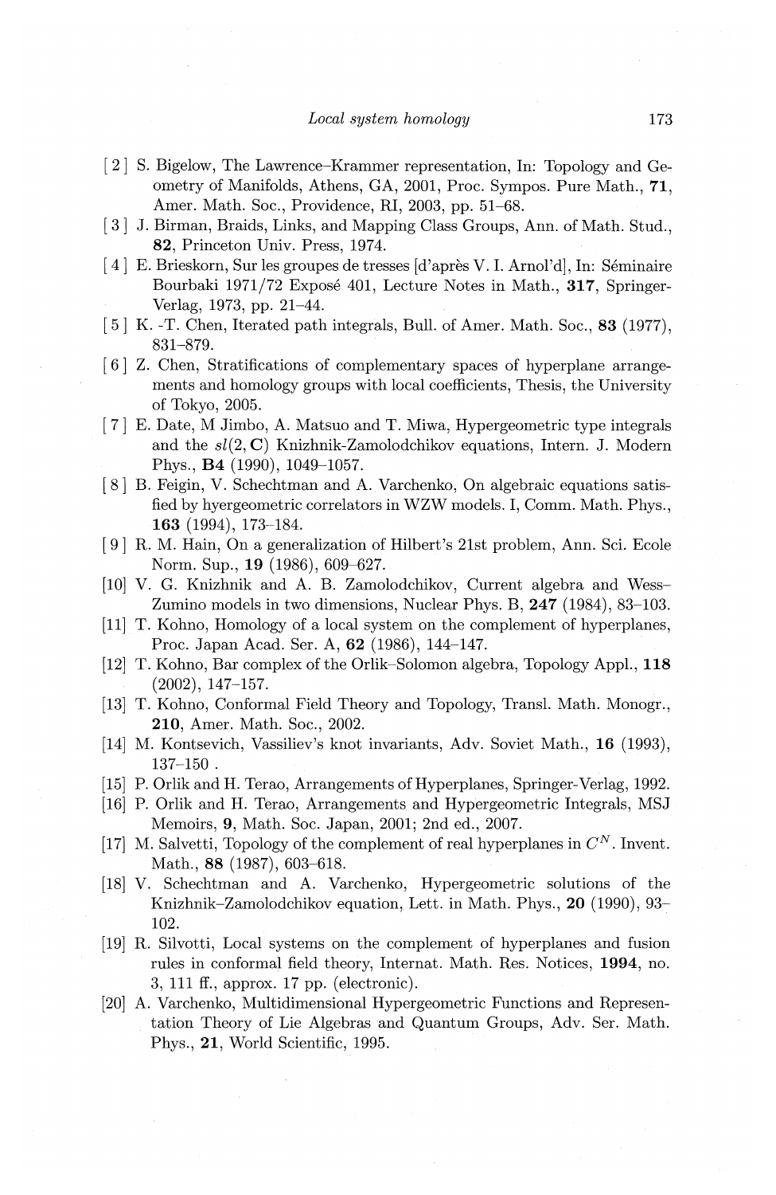[2] S. Bigelow, The Lawrence–Krammer representation, In: Topology and Geometry of Manifolds, Athens, GA, 2001, Proc. Sympos. Pure Math., **71**, Amer. Math. Soc., Providence, RI, 2003, pp. 51–68.

[3] J. Birman, Braids, Links, and Mapping Class Groups, Ann. of Math. Stud., **82**, Princeton Univ. Press, 1974.

[4] E. Brieskorn, Sur les groupes de tresses [d'après V. I. Arnol'd], In: Séminaire Bourbaki 1971/72 Exposé 401, Lecture Notes in Math., **317**, Springer-Verlag, 1973, pp. 21–44.

[5] K. -T. Chen, Iterated path integrals, Bull. of Amer. Math. Soc., **83** (1977), 831–879.

[6] Z. Chen, Stratifications of complementary spaces of hyperplane arrangements and homology groups with local coefficients, Thesis, the University of Tokyo, 2005.

[7] E. Date, M Jimbo, A. Matsuo and T. Miwa, Hypergeometric type integrals and the $sl(2,\mathbf{C})$ Knizhnik-Zamolodchikov equations, Intern. J. Modern Phys., **B4** (1990), 1049–1057.

[8] B. Feigin, V. Schechtman and A. Varchenko, On algebraic equations satisfied by hyergeometric correlators in WZW models. I, Comm. Math. Phys., **163** (1994), 173–184.

[9] R. M. Hain, On a generalization of Hilbert's 21st problem, Ann. Sci. Ecole Norm. Sup., **19** (1986), 609–627.

[10] V. G. Knizhnik and A. B. Zamolodchikov, Current algebra and Wess–Zumino models in two dimensions, Nuclear Phys. B, **247** (1984), 83–103.

[11] T. Kohno, Homology of a local system on the complement of hyperplanes, Proc. Japan Acad. Ser. A, **62** (1986), 144–147.

[12] T. Kohno, Bar complex of the Orlik–Solomon algebra, Topology Appl., **118** (2002), 147–157.

[13] T. Kohno, Conformal Field Theory and Topology, Transl. Math. Monogr., **210**, Amer. Math. Soc., 2002.

[14] M. Kontsevich, Vassiliev's knot invariants, Adv. Soviet Math., **16** (1993), 137–150 .

[15] P. Orlik and H. Terao, Arrangements of Hyperplanes, Springer-Verlag, 1992.

[16] P. Orlik and H. Terao, Arrangements and Hypergeometric Integrals, MSJ Memoirs, **9**, Math. Soc. Japan, 2001; 2nd ed., 2007.

[17] M. Salvetti, Topology of the complement of real hyperplanes in $C^N$. Invent. Math., **88** (1987), 603–618.

[18] V. Schechtman and A. Varchenko, Hypergeometric solutions of the Knizhnik–Zamolodchikov equation, Lett. in Math. Phys., **20** (1990), 93–102.

[19] R. Silvotti, Local systems on the complement of hyperplanes and fusion rules in conformal field theory, Internat. Math. Res. Notices, **1994**, no. 3, 111 ff., approx. 17 pp. (electronic).

[20] A. Varchenko, Multidimensional Hypergeometric Functions and Representation Theory of Lie Algebras and Quantum Groups, Adv. Ser. Math. Phys., **21**, World Scientific, 1995.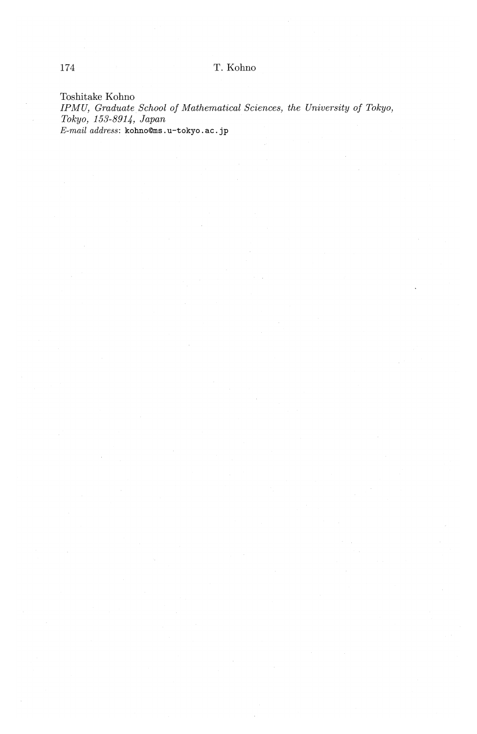Toshitake Kohno

*IPMU, Graduate School of Mathematical Sciences, the University of Tokyo, Tokyo, 153-8914, Japan*

*E-mail address*: kohno@ms.u-tokyo.ac.jp